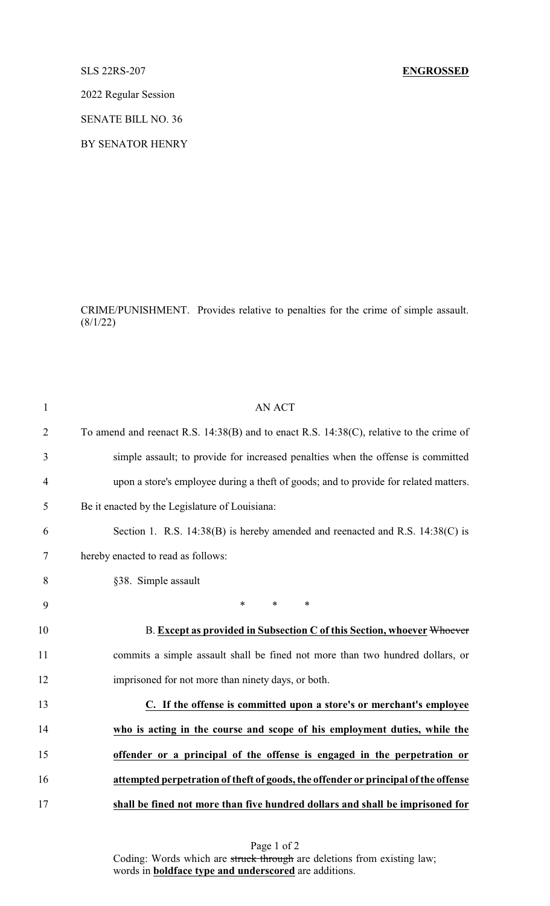SLS 22RS-207 **ENGROSSED**

2022 Regular Session

SENATE BILL NO. 36

BY SENATOR HENRY

CRIME/PUNISHMENT. Provides relative to penalties for the crime of simple assault. (8/1/22)

AN ACT

To amend and reenact R.S. 14:38(B) and to enact R.S. 14:38(C), relative to the crime of simple assault; to provide for increased penalties when the offense is committed upon a store's employee during a theft of goods; and to provide for related matters.

Be it enacted by the Legislature of Louisiana:

Section 1. R.S. 14:38(B) is hereby amended and reenacted and R.S. 14:38(C) is hereby enacted to read as follows:

§38. Simple assault

\* \* \*

B. **Except as provided in Subsection C of this Section, whoever** ~~Whoever~~ commits a simple assault shall be fined not more than two hundred dollars, or imprisoned for not more than ninety days, or both.

**C. If the offense is committed upon a store's or merchant's employee who is acting in the course and scope of his employment duties, while the offender or a principal of the offense is engaged in the perpetration or attempted perpetration of theft of goods, the offender or principal of the offense shall be fined not more than five hundred dollars and shall be imprisoned for**

Coding: Words which are ~~struck through~~ are deletions from existing law; words in **boldface type and underscored** are additions.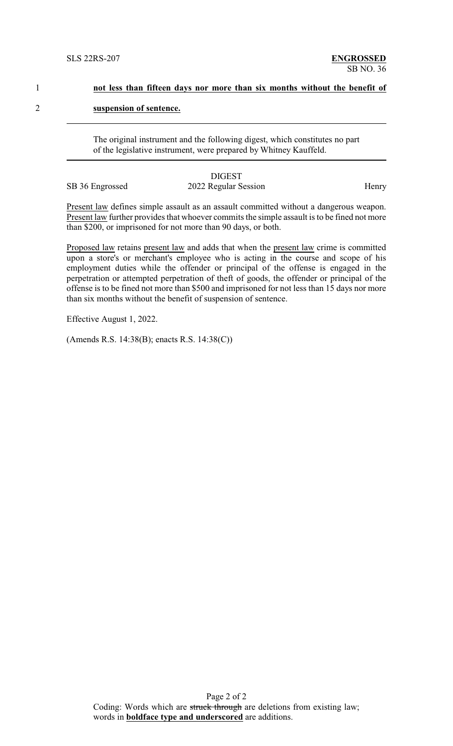1 **not less than fifteen days nor more than six months without the benefit of**

2 **suspension of sentence.**

---

The original instrument and the following digest, which constitutes no part of the legislative instrument, were prepared by Whitney Kauffeld.

---

DIGEST

SB 36 Engrossed — 2022 Regular Session — Henry

Present law defines simple assault as an assault committed without a dangerous weapon. Present law further provides that whoever commits the simple assault is to be fined not more than $200, or imprisoned for not more than 90 days, or both.

Proposed law retains present law and adds that when the present law crime is committed upon a store's or merchant's employee who is acting in the course and scope of his employment duties while the offender or principal of the offense is engaged in the perpetration or attempted perpetration of theft of goods, the offender or principal of the offense is to be fined not more than $500 and imprisoned for not less than 15 days nor more than six months without the benefit of suspension of sentence.

Effective August 1, 2022.

(Amends R.S. 14:38(B); enacts R.S. 14:38(C))

Coding: Words which are ~~struck through~~ are deletions from existing law; words in **boldface type and underscored** are additions.